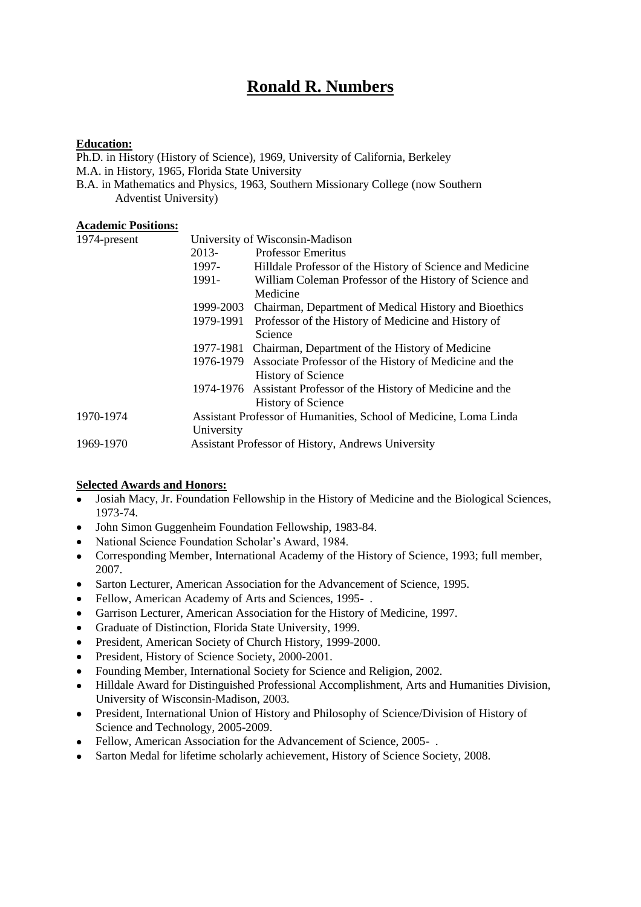# Ronald R. Numbers

**Education:**

Ph.D. in History (History of Science), 1969, University of California, Berkeley
M.A. in History, 1965, Florida State University
B.A. in Mathematics and Physics, 1963, Southern Missionary College (now Southern Adventist University)

**Academic Positions:**

| | | |
|---|---|---|
| 1974-present | University of Wisconsin-Madison | |
| | 2013- | Professor Emeritus |
| | 1997- | Hilldale Professor of the History of Science and Medicine |
| | 1991- | William Coleman Professor of the History of Science and Medicine |
| | 1999-2003 | Chairman, Department of Medical History and Bioethics |
| | 1979-1991 | Professor of the History of Medicine and History of Science |
| | 1977-1981 | Chairman, Department of the History of Medicine |
| | 1976-1979 | Associate Professor of the History of Medicine and the History of Science |
| | 1974-1976 | Assistant Professor of the History of Medicine and the History of Science |
| 1970-1974 | Assistant Professor of Humanities, School of Medicine, Loma Linda University | |
| 1969-1970 | Assistant Professor of History, Andrews University | |

**Selected Awards and Honors:**

- Josiah Macy, Jr. Foundation Fellowship in the History of Medicine and the Biological Sciences, 1973-74.
- John Simon Guggenheim Foundation Fellowship, 1983-84.
- National Science Foundation Scholar's Award, 1984.
- Corresponding Member, International Academy of the History of Science, 1993; full member, 2007.
- Sarton Lecturer, American Association for the Advancement of Science, 1995.
- Fellow, American Academy of Arts and Sciences, 1995- .
- Garrison Lecturer, American Association for the History of Medicine, 1997.
- Graduate of Distinction, Florida State University, 1999.
- President, American Society of Church History, 1999-2000.
- President, History of Science Society, 2000-2001.
- Founding Member, International Society for Science and Religion, 2002.
- Hilldale Award for Distinguished Professional Accomplishment, Arts and Humanities Division, University of Wisconsin-Madison, 2003.
- President, International Union of History and Philosophy of Science/Division of History of Science and Technology, 2005-2009.
- Fellow, American Association for the Advancement of Science, 2005- .
- Sarton Medal for lifetime scholarly achievement, History of Science Society, 2008.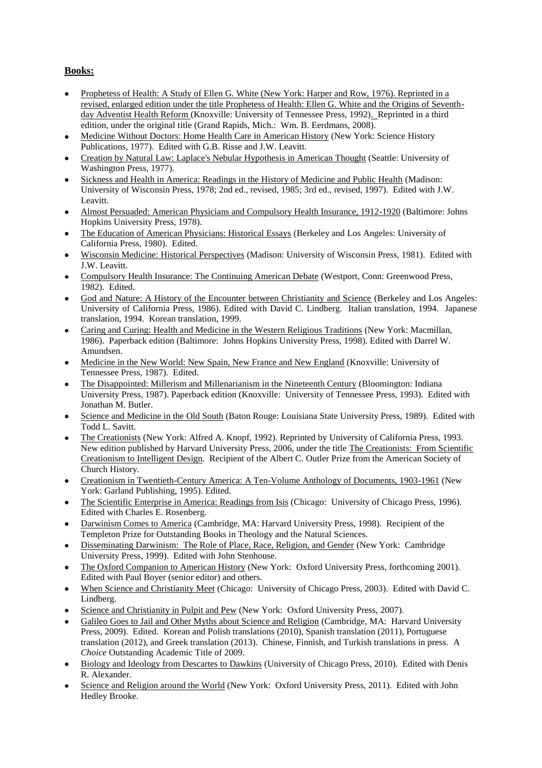**Books:**

- Prophetess of Health: A Study of Ellen G. White (New York: Harper and Row, 1976). Reprinted in a revised, enlarged edition under the title Prophetess of Health: Ellen G. White and the Origins of Seventh-day Adventist Health Reform (Knoxville: University of Tennessee Press, 1992). Reprinted in a third edition, under the original title (Grand Rapids, Mich.: Wm. B. Eerdmans, 2008).
- Medicine Without Doctors: Home Health Care in American History (New York: Science History Publications, 1977). Edited with G.B. Risse and J.W. Leavitt.
- Creation by Natural Law: Laplace's Nebular Hypothesis in American Thought (Seattle: University of Washington Press, 1977).
- Sickness and Health in America: Readings in the History of Medicine and Public Health (Madison: University of Wisconsin Press, 1978; 2nd ed., revised, 1985; 3rd ed., revised, 1997). Edited with J.W. Leavitt.
- Almost Persuaded: American Physicians and Compulsory Health Insurance, 1912-1920 (Baltimore: Johns Hopkins University Press, 1978).
- The Education of American Physicians: Historical Essays (Berkeley and Los Angeles: University of California Press, 1980). Edited.
- Wisconsin Medicine: Historical Perspectives (Madison: University of Wisconsin Press, 1981). Edited with J.W. Leavitt.
- Compulsory Health Insurance: The Continuing American Debate (Westport, Conn: Greenwood Press, 1982). Edited.
- God and Nature: A History of the Encounter between Christianity and Science (Berkeley and Los Angeles: University of California Press, 1986). Edited with David C. Lindberg. Italian translation, 1994. Japanese translation, 1994. Korean translation, 1999.
- Caring and Curing: Health and Medicine in the Western Religious Traditions (New York: Macmillan, 1986). Paperback edition (Baltimore: Johns Hopkins University Press, 1998). Edited with Darrel W. Amundsen.
- Medicine in the New World: New Spain, New France and New England (Knoxville: University of Tennessee Press, 1987). Edited.
- The Disappointed: Millerism and Millenarianism in the Nineteenth Century (Bloomington: Indiana University Press, 1987). Paperback edition (Knoxville: University of Tennessee Press, 1993). Edited with Jonathan M. Butler.
- Science and Medicine in the Old South (Baton Rouge: Louisiana State University Press, 1989). Edited with Todd L. Savitt.
- The Creationists (New York: Alfred A. Knopf, 1992). Reprinted by University of California Press, 1993. New edition published by Harvard University Press, 2006, under the title The Creationists: From Scientific Creationism to Intelligent Design. Recipient of the Albert C. Outler Prize from the American Society of Church History.
- Creationism in Twentieth-Century America: A Ten-Volume Anthology of Documents, 1903-1961 (New York: Garland Publishing, 1995). Edited.
- The Scientific Enterprise in America: Readings from Isis (Chicago: University of Chicago Press, 1996). Edited with Charles E. Rosenberg.
- Darwinism Comes to America (Cambridge, MA: Harvard University Press, 1998). Recipient of the Templeton Prize for Outstanding Books in Theology and the Natural Sciences.
- Disseminating Darwinism: The Role of Place, Race, Religion, and Gender (New York: Cambridge University Press, 1999). Edited with John Stenhouse.
- The Oxford Companion to American History (New York: Oxford University Press, forthcoming 2001). Edited with Paul Boyer (senior editor) and others.
- When Science and Christianity Meet (Chicago: University of Chicago Press, 2003). Edited with David C. Lindberg.
- Science and Christianity in Pulpit and Pew (New York: Oxford University Press, 2007).
- Galileo Goes to Jail and Other Myths about Science and Religion (Cambridge, MA: Harvard University Press, 2009). Edited. Korean and Polish translations (2010), Spanish translation (2011), Portuguese translation (2012), and Greek translation (2013). Chinese, Finnish, and Turkish translations in press. A *Choice* Outstanding Academic Title of 2009.
- Biology and Ideology from Descartes to Dawkins (University of Chicago Press, 2010). Edited with Denis R. Alexander.
- Science and Religion around the World (New York: Oxford University Press, 2011). Edited with John Hedley Brooke.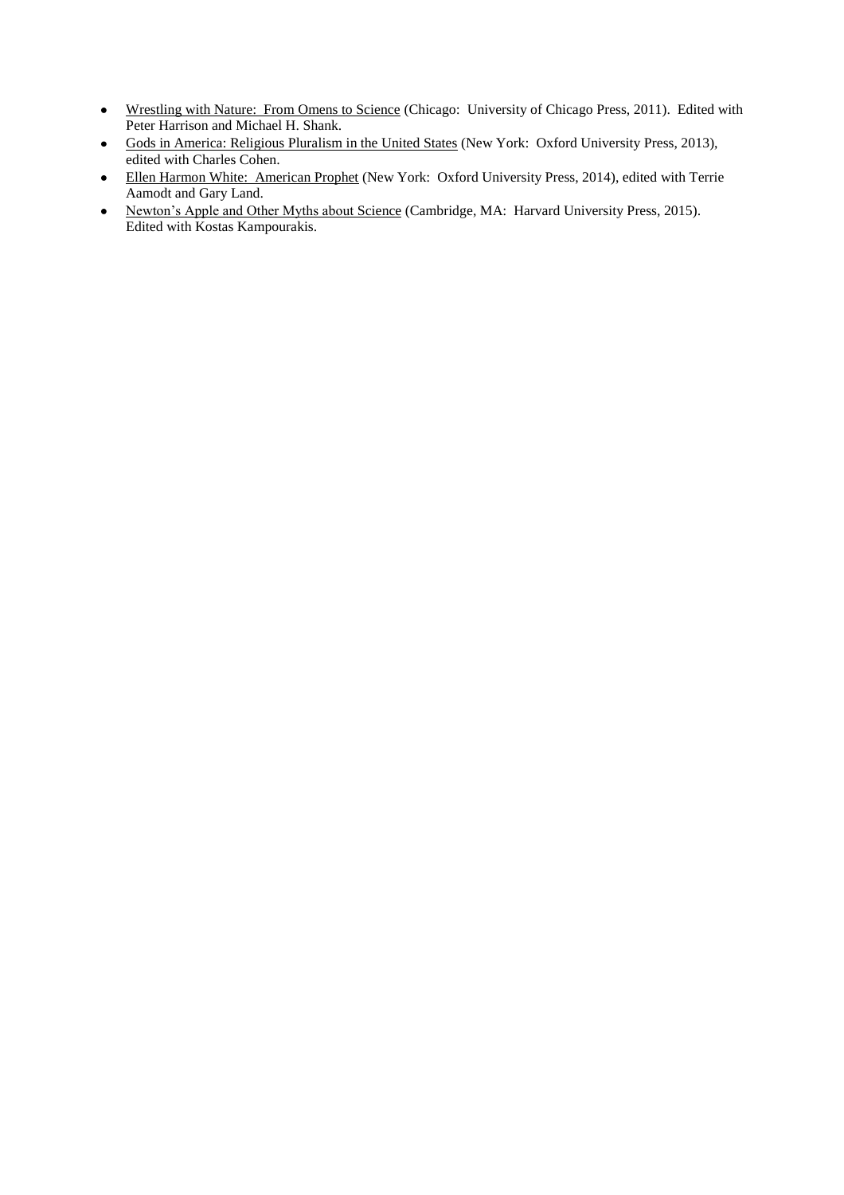- Wrestling with Nature:  From Omens to Science (Chicago:  University of Chicago Press, 2011).  Edited with Peter Harrison and Michael H. Shank.
- Gods in America: Religious Pluralism in the United States (New York:  Oxford University Press, 2013), edited with Charles Cohen.
- Ellen Harmon White:  American Prophet (New York:  Oxford University Press, 2014), edited with Terrie Aamodt and Gary Land.
- Newton's Apple and Other Myths about Science (Cambridge, MA:  Harvard University Press, 2015).  Edited with Kostas Kampourakis.